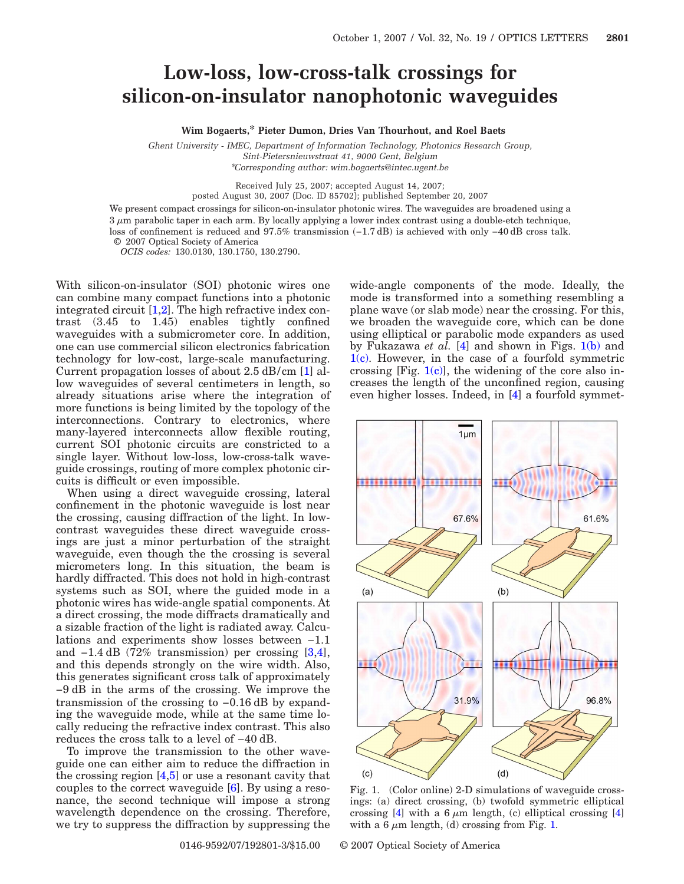# Low-loss, low-cross-talk crossings for silicon-on-insulator nanophotonic waveguides

**Wim Bogaerts,* Pieter Dumon, Dries Van Thourhout, and Roel Baets**

*Ghent University - IMEC, Department of Information Technology, Photonics Research Group, Sint-Pietersnieuwstraat 41, 9000 Gent, Belgium*
*Corresponding author: wim.bogaerts@intec.ugent.be

Received July 25, 2007; accepted August 14, 2007;
posted August 30, 2007 (Doc. ID 85702); published September 20, 2007

We present compact crossings for silicon-on-insulator photonic wires. The waveguides are broadened using a 3 $\mu$m parabolic taper in each arm. By locally applying a lower index contrast using a double-etch technique, loss of confinement is reduced and 97.5% transmission (−1.7 dB) is achieved with only −40 dB cross talk. © 2007 Optical Society of America

*OCIS codes:* 130.0130, 130.1750, 130.2790.

With silicon-on-insulator (SOI) photonic wires one can combine many compact functions into a photonic integrated circuit [1,2]. The high refractive index contrast (3.45 to 1.45) enables tightly confined waveguides with a submicrometer core. In addition, one can use commercial silicon electronics fabrication technology for low-cost, large-scale manufacturing. Current propagation losses of about 2.5 dB/cm [1] allow waveguides of several centimeters in length, so already situations arise where the integration of more functions is being limited by the topology of the interconnections. Contrary to electronics, where many-layered interconnects allow flexible routing, current SOI photonic circuits are constricted to a single layer. Without low-loss, low-cross-talk waveguide crossings, routing of more complex photonic circuits is difficult or even impossible.

When using a direct waveguide crossing, lateral confinement in the photonic waveguide is lost near the crossing, causing diffraction of the light. In low-contrast waveguides these direct waveguide crossings are just a minor perturbation of the straight waveguide, even though the the crossing is several micrometers long. In this situation, the beam is hardly diffracted. This does not hold in high-contrast systems such as SOI, where the guided mode in a photonic wires has wide-angle spatial components. At a direct crossing, the mode diffracts dramatically and a sizable fraction of the light is radiated away. Calculations and experiments show losses between −1.1 and −1.4 dB (72% transmission) per crossing [3,4], and this depends strongly on the wire width. Also, this generates significant cross talk of approximately −9 dB in the arms of the crossing. We improve the transmission of the crossing to −0.16 dB by expanding the waveguide mode, while at the same time locally reducing the refractive index contrast. This also reduces the cross talk to a level of −40 dB.

To improve the transmission to the other waveguide one can either aim to reduce the diffraction in the crossing region [4,5] or use a resonant cavity that couples to the correct waveguide [6]. By using a resonance, the second technique will impose a strong wavelength dependence on the crossing. Therefore, we try to suppress the diffraction by suppressing the wide-angle components of the mode. Ideally, the mode is transformed into a something resembling a plane wave (or slab mode) near the crossing. For this, we broaden the waveguide core, which can be done using elliptical or parabolic mode expanders as used by Fukazawa *et al.* [4] and shown in Figs. 1(b) and 1(c). However, in the case of a fourfold symmetric crossing [Fig. 1(c)], the widening of the core also increases the length of the unconfined region, causing even higher losses. Indeed, in [4] a fourfold symmet-

Fig. 1. (Color online) 2-D simulations of waveguide crossings: (a) direct crossing, (b) twofold symmetric elliptical crossing [4] with a 6 $\mu$m length, (c) elliptical crossing [4] with a 6 $\mu$m length, (d) crossing from Fig. 1.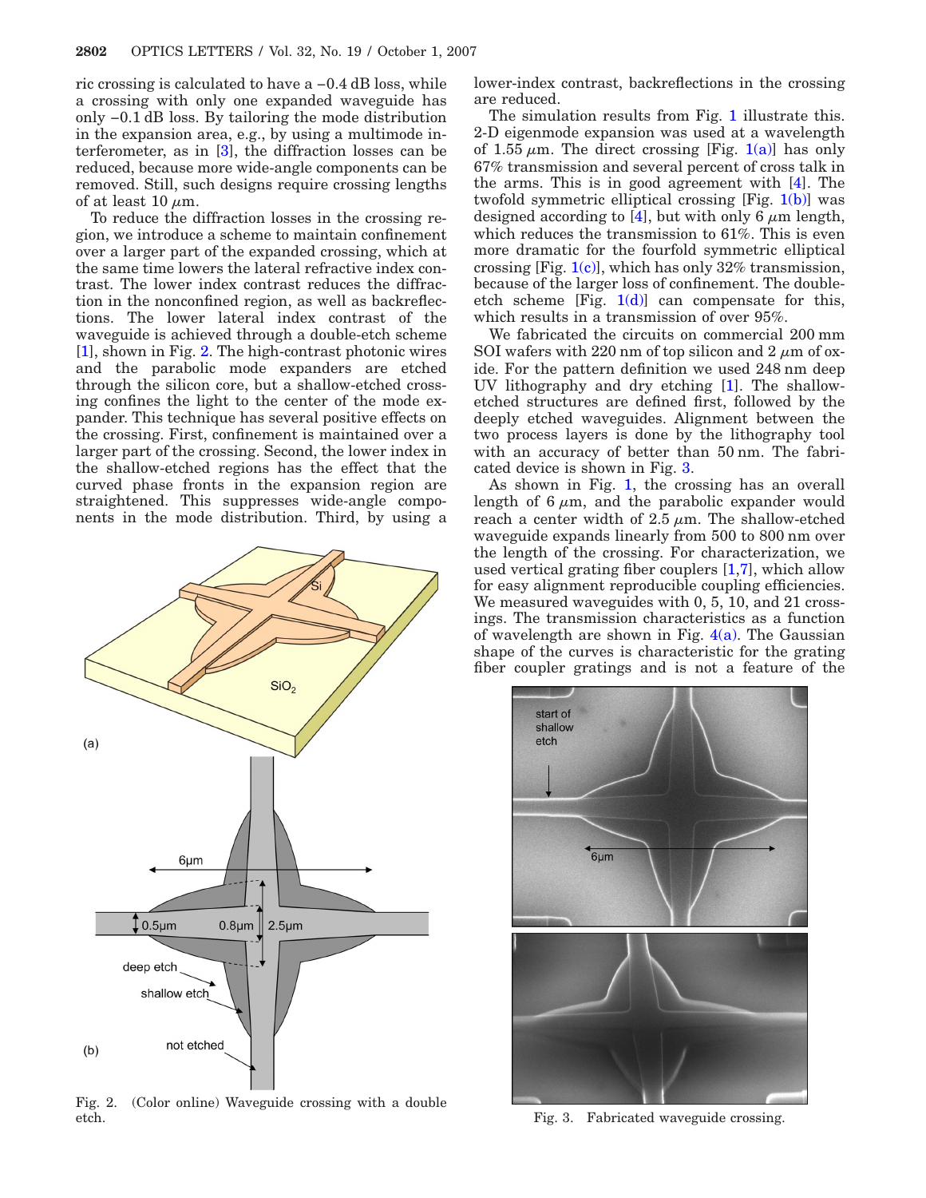ric crossing is calculated to have a −0.4 dB loss, while a crossing with only one expanded waveguide has only −0.1 dB loss. By tailoring the mode distribution in the expansion area, e.g., by using a multimode interferometer, as in [3], the diffraction losses can be reduced, because more wide-angle components can be removed. Still, such designs require crossing lengths of at least 10 $\mu$m.

To reduce the diffraction losses in the crossing region, we introduce a scheme to maintain confinement over a larger part of the expanded crossing, which at the same time lowers the lateral refractive index contrast. The lower index contrast reduces the diffraction in the nonconfined region, as well as backreflections. The lower lateral index contrast of the waveguide is achieved through a double-etch scheme [1], shown in Fig. 2. The high-contrast photonic wires and the parabolic mode expanders are etched through the silicon core, but a shallow-etched crossing confines the light to the center of the mode expander. This technique has several positive effects on the crossing. First, confinement is maintained over a larger part of the crossing. Second, the lower index in the shallow-etched regions has the effect that the curved phase fronts in the expansion region are straightened. This suppresses wide-angle components in the mode distribution. Third, by using a lower-index contrast, backreflections in the crossing are reduced.

Fig. 2. (Color online) Waveguide crossing with a double etch.

The simulation results from Fig. 1 illustrate this. 2-D eigenmode expansion was used at a wavelength of 1.55 $\mu$m. The direct crossing [Fig. 1(a)] has only 67% transmission and several percent of cross talk in the arms. This is in good agreement with [4]. The twofold symmetric elliptical crossing [Fig. 1(b)] was designed according to [4], but with only 6 $\mu$m length, which reduces the transmission to 61%. This is even more dramatic for the fourfold symmetric elliptical crossing [Fig. 1(c)], which has only 32% transmission, because of the larger loss of confinement. The double-etch scheme [Fig. 1(d)] can compensate for this, which results in a transmission of over 95%.

We fabricated the circuits on commercial 200 mm SOI wafers with 220 nm of top silicon and 2 $\mu$m of oxide. For the pattern definition we used 248 nm deep UV lithography and dry etching [1]. The shallow-etched structures are defined first, followed by the deeply etched waveguides. Alignment between the two process layers is done by the lithography tool with an accuracy of better than 50 nm. The fabricated device is shown in Fig. 3.

As shown in Fig. 1, the crossing has an overall length of 6 $\mu$m, and the parabolic expander would reach a center width of 2.5 $\mu$m. The shallow-etched waveguide expands linearly from 500 to 800 nm over the length of the crossing. For characterization, we used vertical grating fiber couplers [1,7], which allow for easy alignment reproducible coupling efficiencies. We measured waveguides with 0, 5, 10, and 21 crossings. The transmission characteristics as a function of wavelength are shown in Fig. 4(a). The Gaussian shape of the curves is characteristic for the grating fiber coupler gratings and is not a feature of the

Fig. 3. Fabricated waveguide crossing.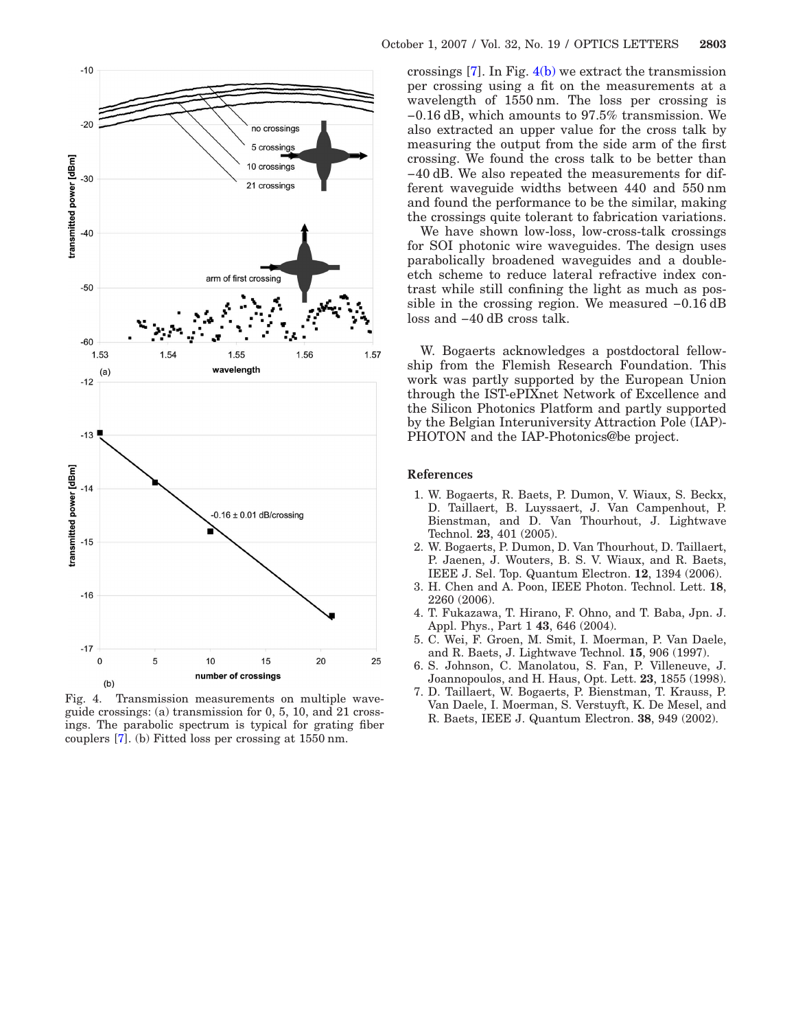-10

-20

-30

-40

-50

-60

1.53 1.54 1.55 1.56 1.57

transmitted power [dBm]

no crossings

5 crossings

10 crossings

21 crossings

arm of first crossing

wavelength

(a)

-12

-13

-14

-15

-16

-17

0 5 10 15 20 25

transmitted power [dBm]

-0.16 ± 0.01 dB/crossing

number of crossings

(b)

Fig. 4. Transmission measurements on multiple waveguide crossings: (a) transmission for 0, 5, 10, and 21 crossings. The parabolic spectrum is typical for grating fiber couplers [7]. (b) Fitted loss per crossing at 1550 nm.

crossings [7]. In Fig. 4(b) we extract the transmission per crossing using a fit on the measurements at a wavelength of 1550 nm. The loss per crossing is −0.16 dB, which amounts to 97.5% transmission. We also extracted an upper value for the cross talk by measuring the output from the side arm of the first crossing. We found the cross talk to be better than −40 dB. We also repeated the measurements for different waveguide widths between 440 and 550 nm and found the performance to be the similar, making the crossings quite tolerant to fabrication variations.

We have shown low-loss, low-cross-talk crossings for SOI photonic wire waveguides. The design uses parabolically broadened waveguides and a double-etch scheme to reduce lateral refractive index contrast while still confining the light as much as possible in the crossing region. We measured −0.16 dB loss and −40 dB cross talk.

W. Bogaerts acknowledges a postdoctoral fellowship from the Flemish Research Foundation. This work was partly supported by the European Union through the IST-ePIXnet Network of Excellence and the Silicon Photonics Platform and partly supported by the Belgian Interuniversity Attraction Pole (IAP)-PHOTON and the IAP-Photonics@be project.

## References

1. W. Bogaerts, R. Baets, P. Dumon, V. Wiaux, S. Beckx, D. Taillaert, B. Luyssaert, J. Van Campenhout, P. Bienstman, and D. Van Thourhout, J. Lightwave Technol. **23**, 401 (2005).
2. W. Bogaerts, P. Dumon, D. Van Thourhout, D. Taillaert, P. Jaenen, J. Wouters, B. S. V. Wiaux, and R. Baets, IEEE J. Sel. Top. Quantum Electron. **12**, 1394 (2006).
3. H. Chen and A. Poon, IEEE Photon. Technol. Lett. **18**, 2260 (2006).
4. T. Fukazawa, T. Hirano, F. Ohno, and T. Baba, Jpn. J. Appl. Phys., Part 1 **43**, 646 (2004).
5. C. Wei, F. Groen, M. Smit, I. Moerman, P. Van Daele, and R. Baets, J. Lightwave Technol. **15**, 906 (1997).
6. S. Johnson, C. Manolatou, S. Fan, P. Villeneuve, J. Joannopoulos, and H. Haus, Opt. Lett. **23**, 1855 (1998).
7. D. Taillaert, W. Bogaerts, P. Bienstman, T. Krauss, P. Van Daele, I. Moerman, S. Verstuyft, K. De Mesel, and R. Baets, IEEE J. Quantum Electron. **38**, 949 (2002).